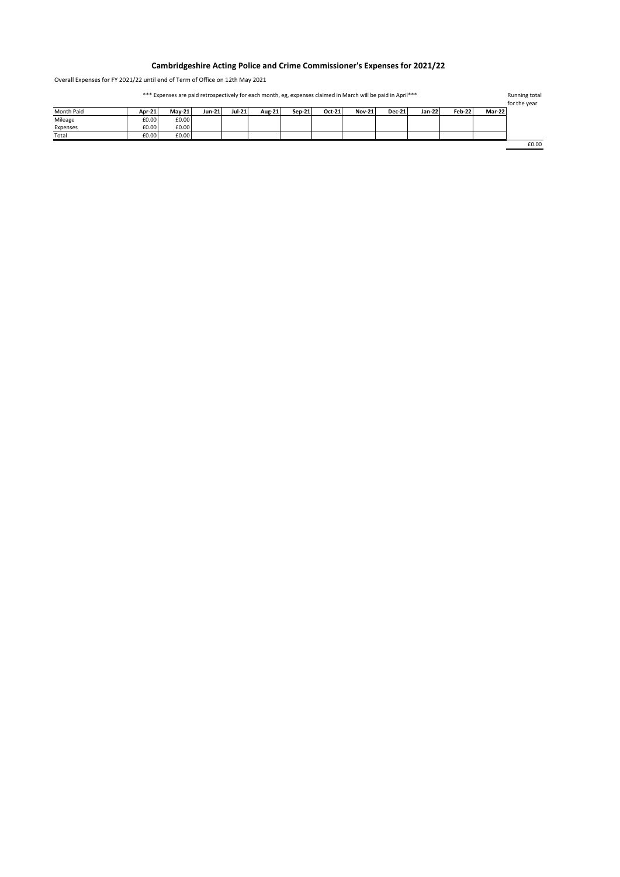# Cambridgeshire Acting Police and Crime Commissioner's Expenses for 2021/22

Overall Expenses for FY 2021/22 until end of Term of Office on 12th May 2021

*** Expenses are paid retrospectively for each month, eg, expenses claimed in March will be paid in April***

| Month Paid | **Apr-21** | **May-21** | **Jun-21** | **Jul-21** | **Aug-21** | **Sep-21** | **Oct-21** | **Nov-21** | **Dec-21** | **Jan-22** | **Feb-22** | **Mar-22** | Running total for the year |
|---|---|---|---|---|---|---|---|---|---|---|---|---|---|
| Mileage | £0.00 | £0.00 | | | | | | | | | | | |
| Expenses | £0.00 | £0.00 | | | | | | | | | | | |
| Total | £0.00 | £0.00 | | | | | | | | | | | £0.00 |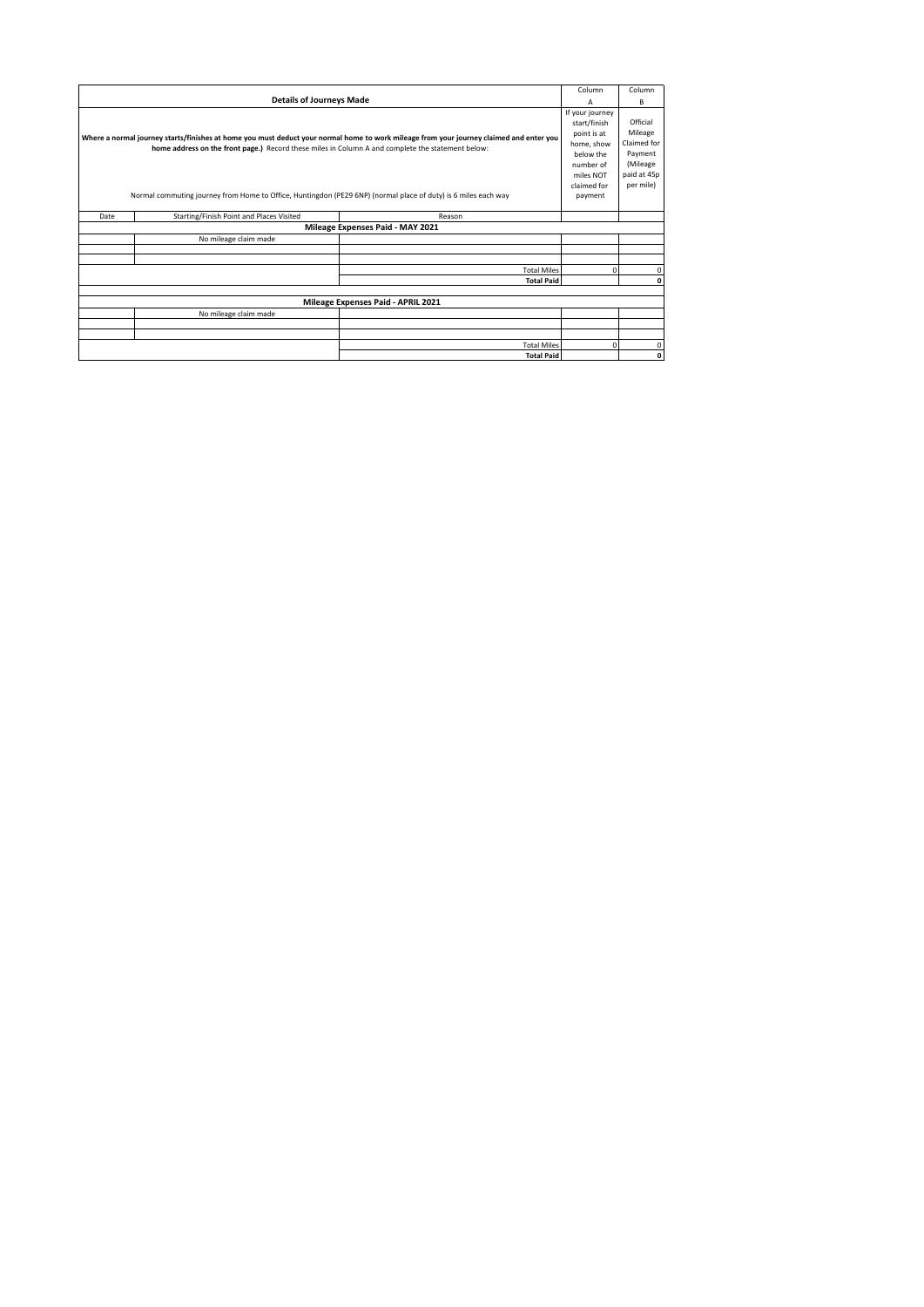| Details of Journeys Made | | | Column A | Column B |
|---|---|---|---|---|
| **Where a normal journey starts/finishes at home you must deduct your normal home to work mileage from your journey claimed and enter you home address on the front page.)** Record these miles in Column A and complete the statement below:<br><br>Normal commuting journey from Home to Office, Huntingdon (PE29 6NP) (normal place of duty) is 6 miles each way | | | If your journey start/finish point is at home, show below the number of miles NOT claimed for payment | Official Mileage Claimed for Payment (Mileage paid at 45p per mile) |
| Date | Starting/Finish Point and Places Visited | Reason | | |
| **Mileage Expenses Paid - MAY 2021** | | | | |
| | No mileage claim made | | | |
| | | | | |
| | | | | |
| | | Total Miles | 0 | 0 |
| | | **Total Paid** | | **0** |
| | | | | |
| **Mileage Expenses Paid - APRIL 2021** | | | | |
| | No mileage claim made | | | |
| | | | | |
| | | | | |
| | | Total Miles | 0 | 0 |
| | | **Total Paid** | | **0** |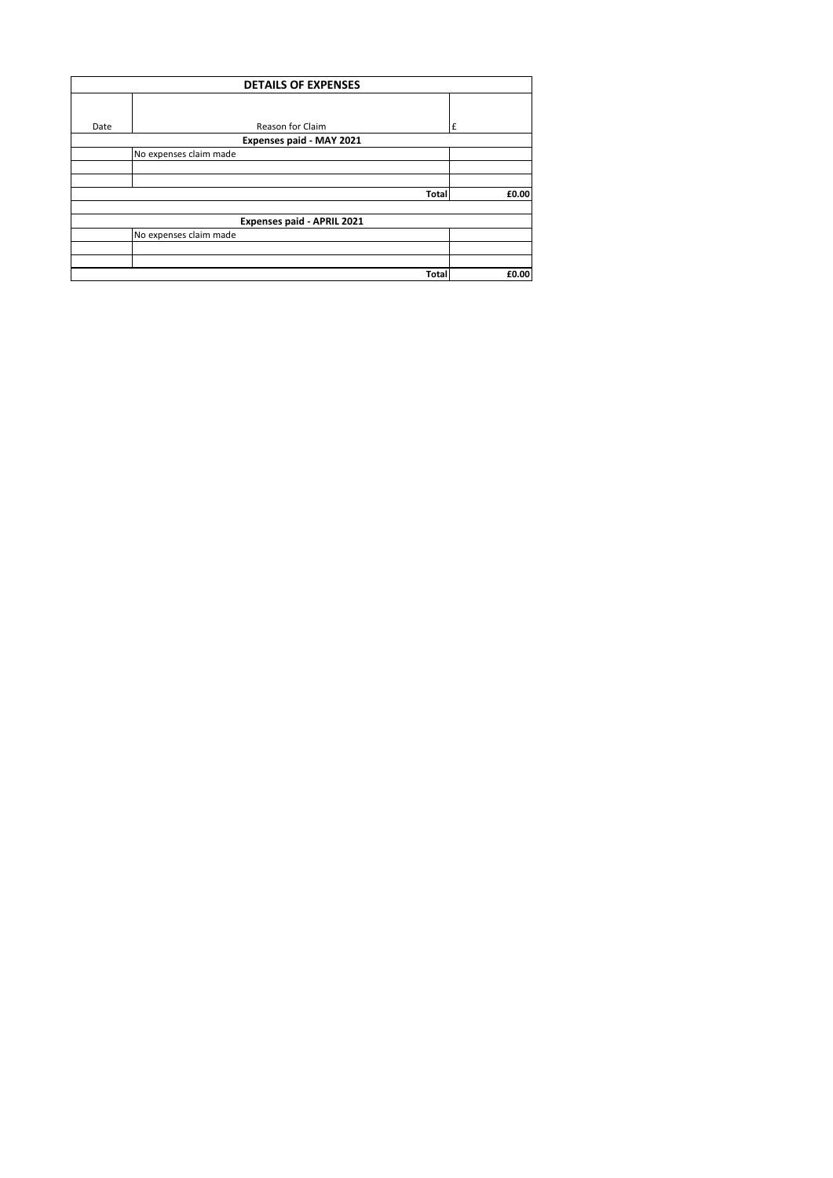| DETAILS OF EXPENSES | | |
|---|---|---|
| Date | Reason for Claim | £ |
| **Expenses paid - MAY 2021** | | |
| | No expenses claim made | |
| | | |
| | | |
| | **Total** | **£0.00** |
| | | |
| **Expenses paid - APRIL 2021** | | |
| | No expenses claim made | |
| | | |
| | | |
| | **Total** | **£0.00** |